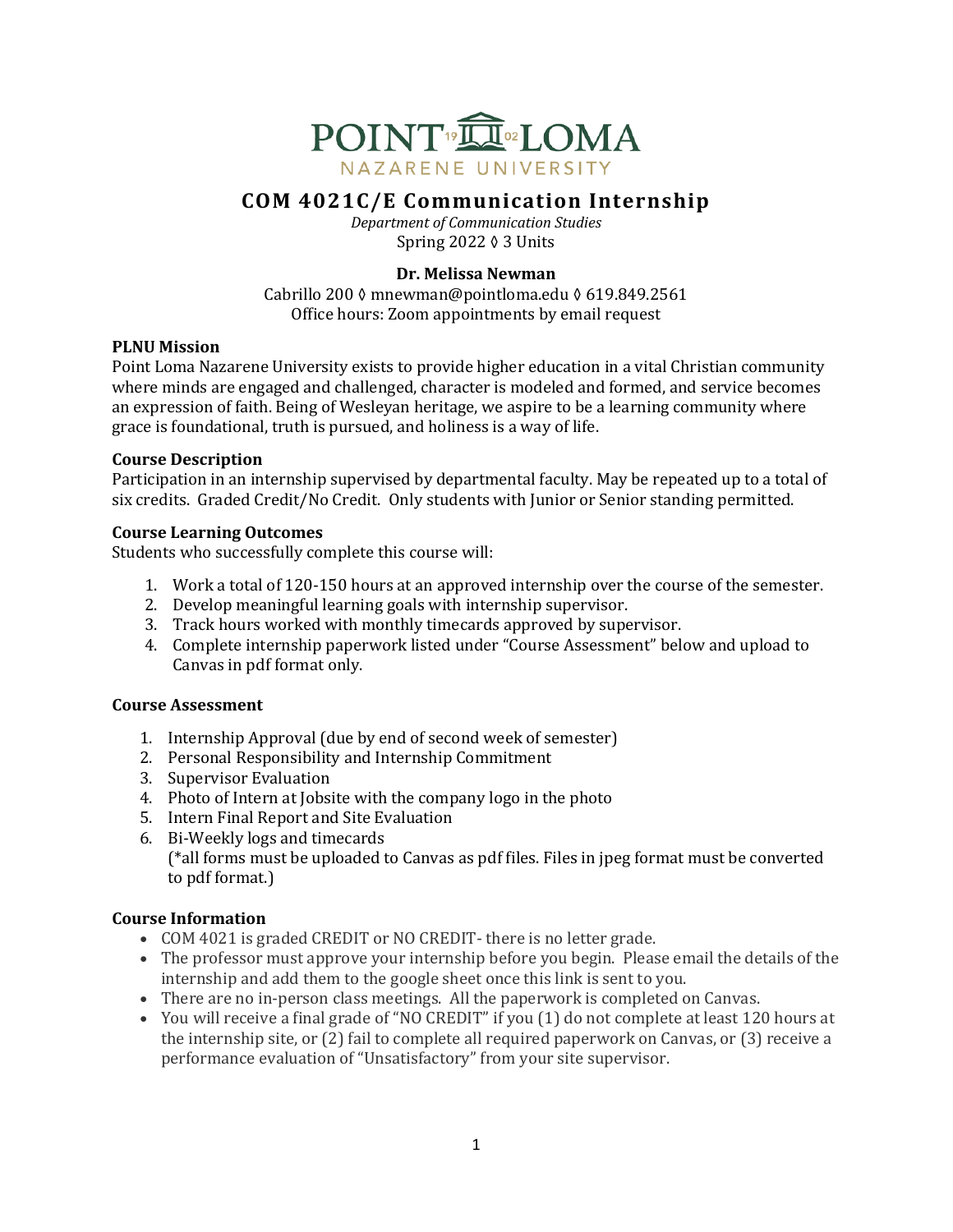POINT LOMA NAZARENE UNIVERSITY

# COM 4021C/E Communication Internship

*Department of Communication Studies*
Spring 2022 ◊ 3 Units

**Dr. Melissa Newman**
Cabrillo 200 ◊ mnewman@pointloma.edu ◊ 619.849.2561
Office hours: Zoom appointments by email request

**PLNU Mission**
Point Loma Nazarene University exists to provide higher education in a vital Christian community where minds are engaged and challenged, character is modeled and formed, and service becomes an expression of faith. Being of Wesleyan heritage, we aspire to be a learning community where grace is foundational, truth is pursued, and holiness is a way of life.

**Course Description**
Participation in an internship supervised by departmental faculty. May be repeated up to a total of six credits. Graded Credit/No Credit. Only students with Junior or Senior standing permitted.

**Course Learning Outcomes**
Students who successfully complete this course will:

1. Work a total of 120-150 hours at an approved internship over the course of the semester.
2. Develop meaningful learning goals with internship supervisor.
3. Track hours worked with monthly timecards approved by supervisor.
4. Complete internship paperwork listed under "Course Assessment" below and upload to Canvas in pdf format only.

**Course Assessment**

1. Internship Approval (due by end of second week of semester)
2. Personal Responsibility and Internship Commitment
3. Supervisor Evaluation
4. Photo of Intern at Jobsite with the company logo in the photo
5. Intern Final Report and Site Evaluation
6. Bi-Weekly logs and timecards
   (*all forms must be uploaded to Canvas as pdf files. Files in jpeg format must be converted to pdf format.)

**Course Information**

- COM 4021 is graded CREDIT or NO CREDIT- there is no letter grade.
- The professor must approve your internship before you begin. Please email the details of the internship and add them to the google sheet once this link is sent to you.
- There are no in-person class meetings. All the paperwork is completed on Canvas.
- You will receive a final grade of "NO CREDIT" if you (1) do not complete at least 120 hours at the internship site, or (2) fail to complete all required paperwork on Canvas, or (3) receive a performance evaluation of "Unsatisfactory" from your site supervisor.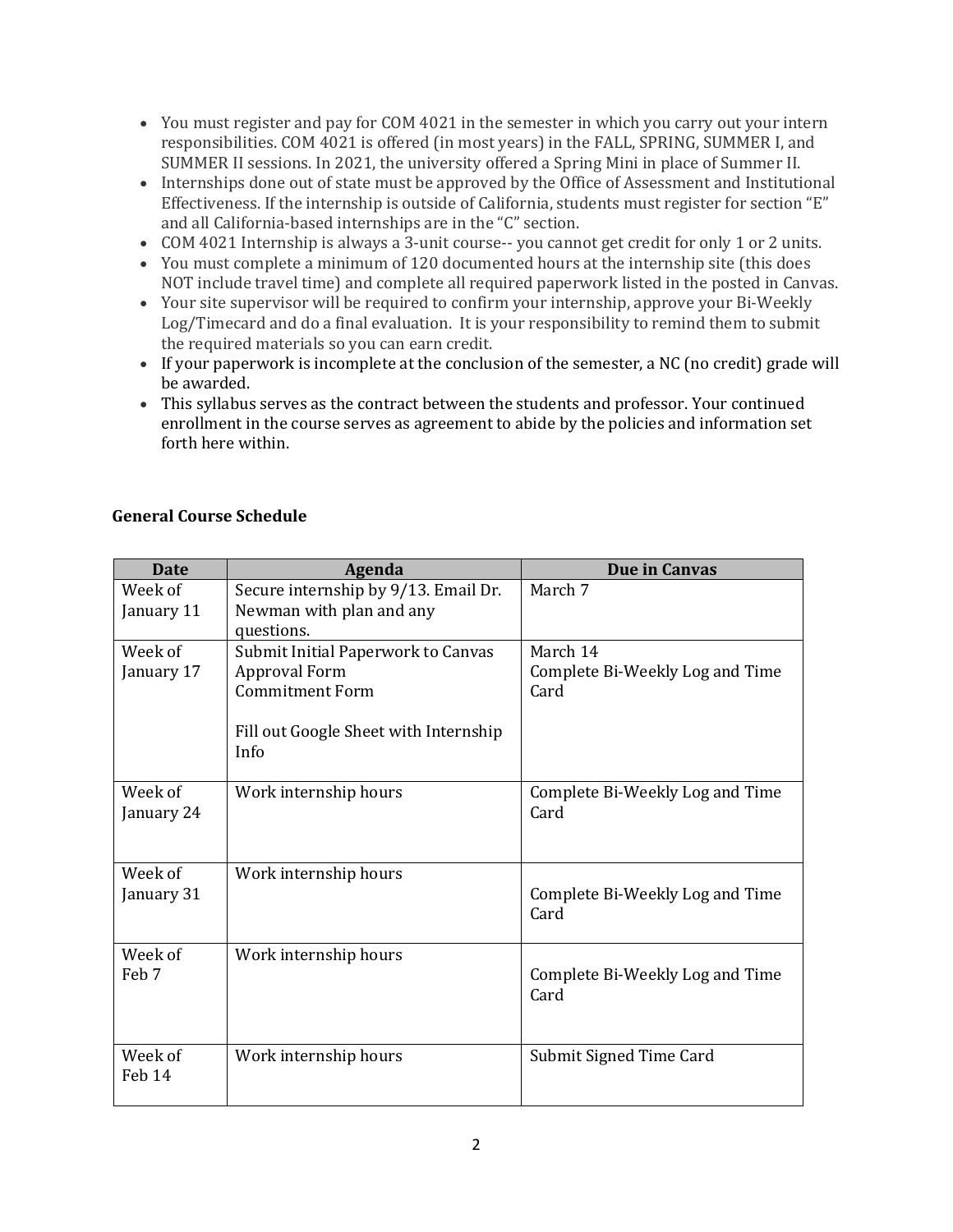- You must register and pay for COM 4021 in the semester in which you carry out your intern responsibilities. COM 4021 is offered (in most years) in the FALL, SPRING, SUMMER I, and SUMMER II sessions. In 2021, the university offered a Spring Mini in place of Summer II.
- Internships done out of state must be approved by the Office of Assessment and Institutional Effectiveness. If the internship is outside of California, students must register for section "E" and all California-based internships are in the "C" section.
- COM 4021 Internship is always a 3-unit course-- you cannot get credit for only 1 or 2 units.
- You must complete a minimum of 120 documented hours at the internship site (this does NOT include travel time) and complete all required paperwork listed in the posted in Canvas.
- Your site supervisor will be required to confirm your internship, approve your Bi-Weekly Log/Timecard and do a final evaluation. It is your responsibility to remind them to submit the required materials so you can earn credit.
- If your paperwork is incomplete at the conclusion of the semester, a NC (no credit) grade will be awarded.
- This syllabus serves as the contract between the students and professor. Your continued enrollment in the course serves as agreement to abide by the policies and information set forth here within.

**General Course Schedule**

| Date | Agenda | Due in Canvas |
|---|---|---|
| Week of January 11 | Secure internship by 9/13. Email Dr. Newman with plan and any questions. | March 7 |
| Week of January 17 | Submit Initial Paperwork to Canvas<br>Approval Form<br>Commitment Form<br><br>Fill out Google Sheet with Internship Info | March 14<br>Complete Bi-Weekly Log and Time Card |
| Week of January 24 | Work internship hours | Complete Bi-Weekly Log and Time Card |
| Week of January 31 | Work internship hours | Complete Bi-Weekly Log and Time Card |
| Week of Feb 7 | Work internship hours | Complete Bi-Weekly Log and Time Card |
| Week of Feb 14 | Work internship hours | Submit Signed Time Card |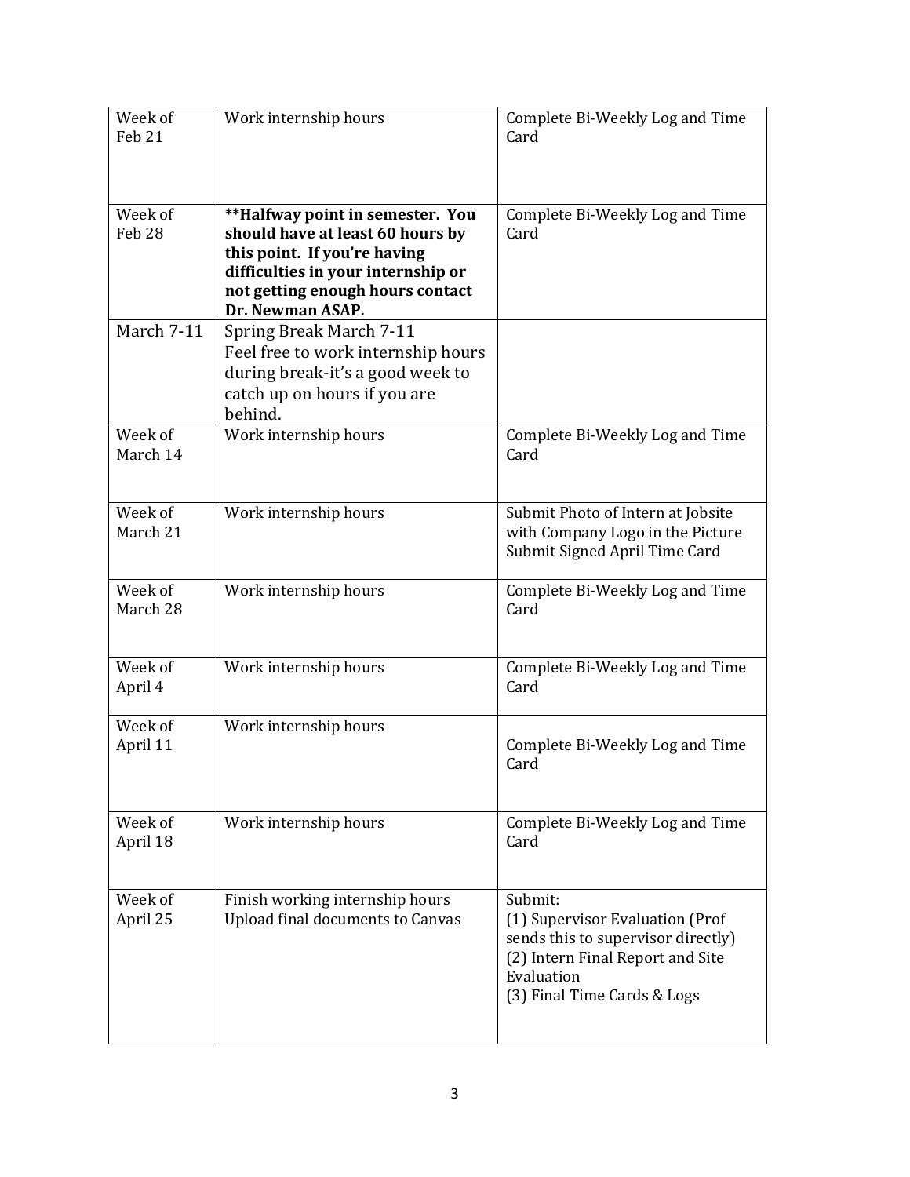| Week of Feb 21 | Work internship hours | Complete Bi-Weekly Log and Time Card |
|---|---|---|
| Week of Feb 28 | **\*\*Halfway point in semester. You should have at least 60 hours by this point. If you're having difficulties in your internship or not getting enough hours contact Dr. Newman ASAP.** | Complete Bi-Weekly Log and Time Card |
| March 7-11 | Spring Break March 7-11<br>Feel free to work internship hours during break-it's a good week to catch up on hours if you are behind. | |
| Week of March 14 | Work internship hours | Complete Bi-Weekly Log and Time Card |
| Week of March 21 | Work internship hours | Submit Photo of Intern at Jobsite with Company Logo in the Picture<br>Submit Signed April Time Card |
| Week of March 28 | Work internship hours | Complete Bi-Weekly Log and Time Card |
| Week of April 4 | Work internship hours | Complete Bi-Weekly Log and Time Card |
| Week of April 11 | Work internship hours | Complete Bi-Weekly Log and Time Card |
| Week of April 18 | Work internship hours | Complete Bi-Weekly Log and Time Card |
| Week of April 25 | Finish working internship hours<br>Upload final documents to Canvas | Submit:<br>(1) Supervisor Evaluation (Prof sends this to supervisor directly)<br>(2) Intern Final Report and Site Evaluation<br>(3) Final Time Cards & Logs |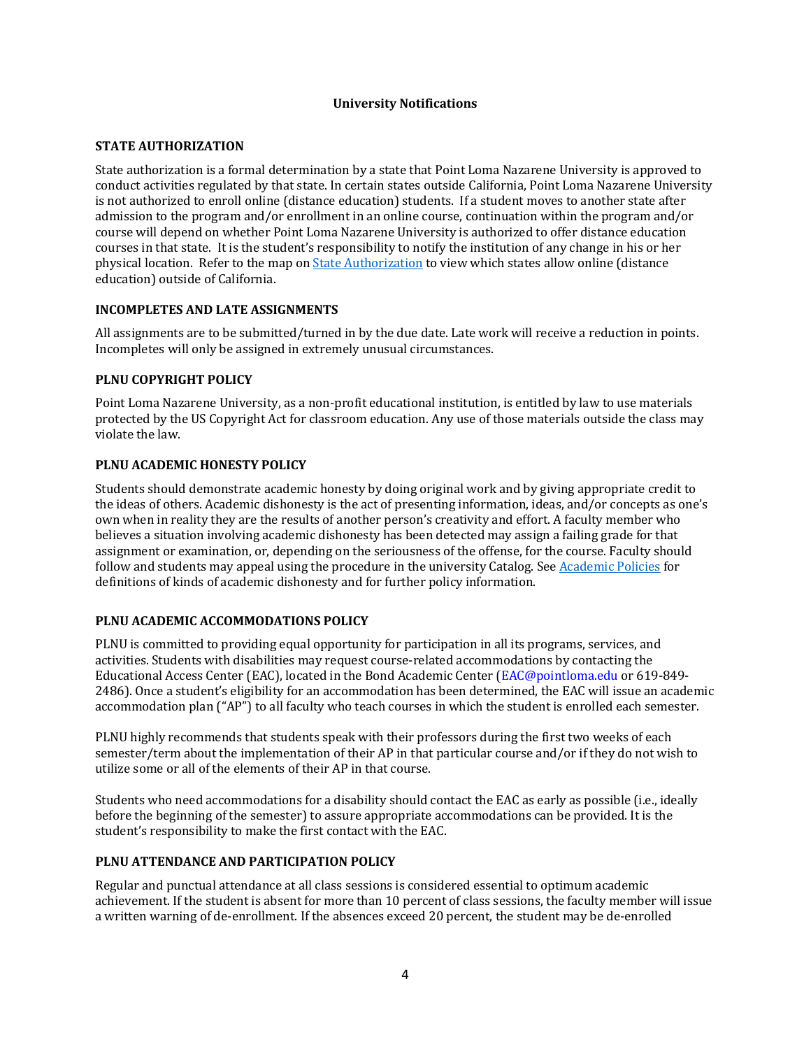## University Notifications

### STATE AUTHORIZATION

State authorization is a formal determination by a state that Point Loma Nazarene University is approved to conduct activities regulated by that state. In certain states outside California, Point Loma Nazarene University is not authorized to enroll online (distance education) students. If a student moves to another state after admission to the program and/or enrollment in an online course, continuation within the program and/or course will depend on whether Point Loma Nazarene University is authorized to offer distance education courses in that state. It is the student's responsibility to notify the institution of any change in his or her physical location. Refer to the map on [State Authorization] to view which states allow online (distance education) outside of California.

### INCOMPLETES AND LATE ASSIGNMENTS

All assignments are to be submitted/turned in by the due date. Late work will receive a reduction in points. Incompletes will only be assigned in extremely unusual circumstances.

### PLNU COPYRIGHT POLICY

Point Loma Nazarene University, as a non-profit educational institution, is entitled by law to use materials protected by the US Copyright Act for classroom education. Any use of those materials outside the class may violate the law.

### PLNU ACADEMIC HONESTY POLICY

Students should demonstrate academic honesty by doing original work and by giving appropriate credit to the ideas of others. Academic dishonesty is the act of presenting information, ideas, and/or concepts as one's own when in reality they are the results of another person's creativity and effort. A faculty member who believes a situation involving academic dishonesty has been detected may assign a failing grade for that assignment or examination, or, depending on the seriousness of the offense, for the course. Faculty should follow and students may appeal using the procedure in the university Catalog. See [Academic Policies] for definitions of kinds of academic dishonesty and for further policy information.

### PLNU ACADEMIC ACCOMMODATIONS POLICY

PLNU is committed to providing equal opportunity for participation in all its programs, services, and activities. Students with disabilities may request course-related accommodations by contacting the Educational Access Center (EAC), located in the Bond Academic Center (EAC@pointloma.edu or 619-849-2486). Once a student's eligibility for an accommodation has been determined, the EAC will issue an academic accommodation plan ("AP") to all faculty who teach courses in which the student is enrolled each semester.

PLNU highly recommends that students speak with their professors during the first two weeks of each semester/term about the implementation of their AP in that particular course and/or if they do not wish to utilize some or all of the elements of their AP in that course.

Students who need accommodations for a disability should contact the EAC as early as possible (i.e., ideally before the beginning of the semester) to assure appropriate accommodations can be provided. It is the student's responsibility to make the first contact with the EAC.

### PLNU ATTENDANCE AND PARTICIPATION POLICY

Regular and punctual attendance at all class sessions is considered essential to optimum academic achievement. If the student is absent for more than 10 percent of class sessions, the faculty member will issue a written warning of de-enrollment. If the absences exceed 20 percent, the student may be de-enrolled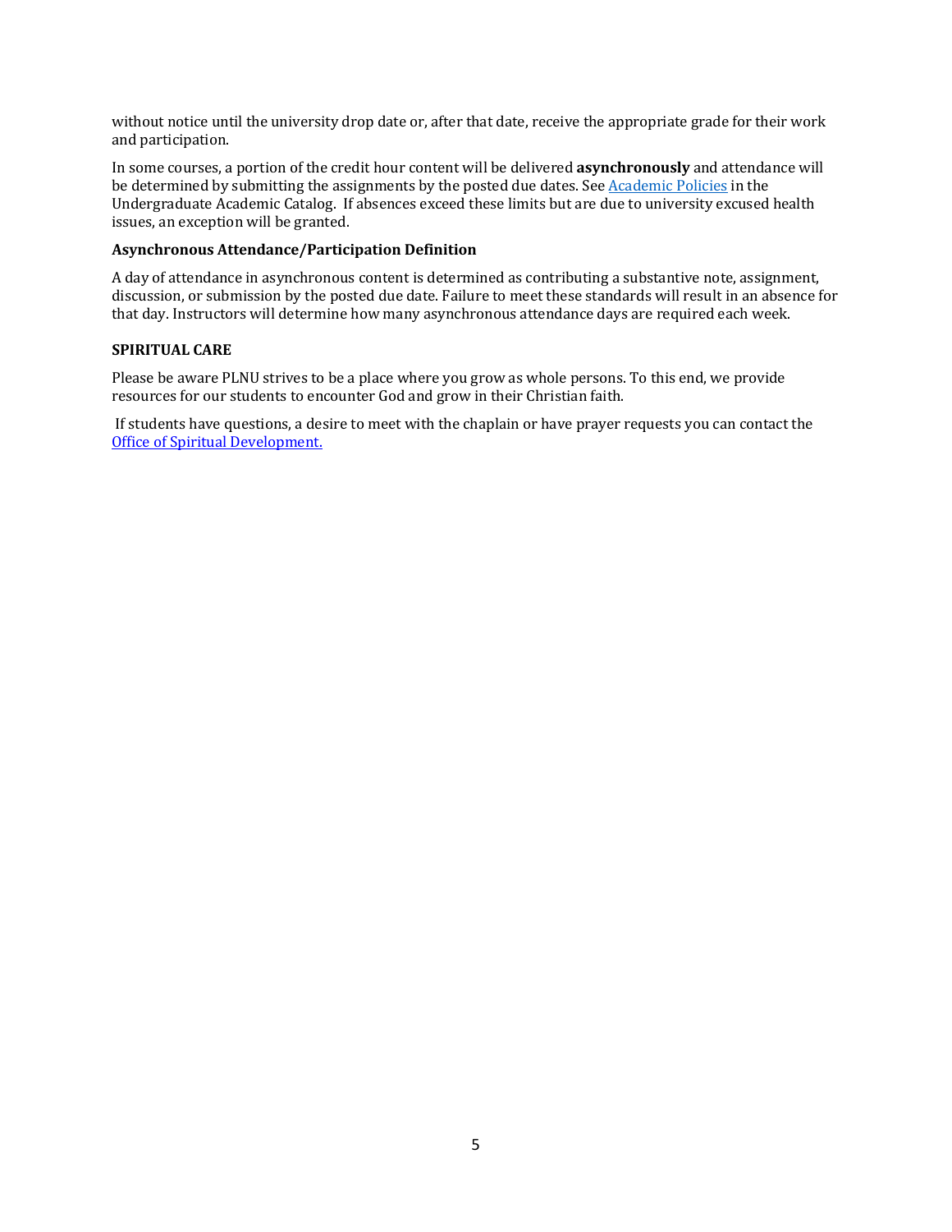without notice until the university drop date or, after that date, receive the appropriate grade for their work and participation.

In some courses, a portion of the credit hour content will be delivered **asynchronously** and attendance will be determined by submitting the assignments by the posted due dates. See Academic Policies in the Undergraduate Academic Catalog. If absences exceed these limits but are due to university excused health issues, an exception will be granted.

**Asynchronous Attendance/Participation Definition**

A day of attendance in asynchronous content is determined as contributing a substantive note, assignment, discussion, or submission by the posted due date. Failure to meet these standards will result in an absence for that day. Instructors will determine how many asynchronous attendance days are required each week.

**SPIRITUAL CARE**

Please be aware PLNU strives to be a place where you grow as whole persons. To this end, we provide resources for our students to encounter God and grow in their Christian faith.

If students have questions, a desire to meet with the chaplain or have prayer requests you can contact the Office of Spiritual Development.